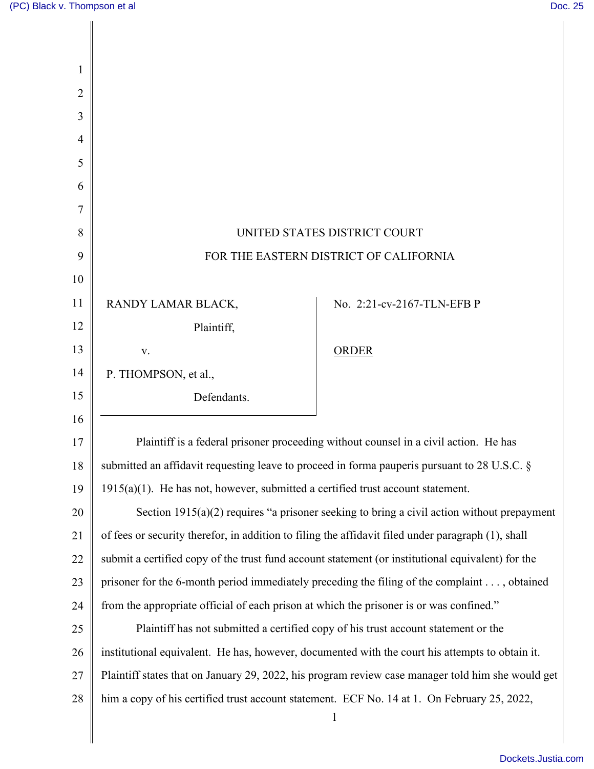UNITED STATES DISTRICT COURT

FOR THE EASTERN DISTRICT OF CALIFORNIA

RANDY LAMAR BLACK,

Plaintiff,

v.

P. THOMPSON, et al.,

Defendants.

No. 2:21-cv-2167-TLN-EFB P

ORDER

Plaintiff is a federal prisoner proceeding without counsel in a civil action. He has submitted an affidavit requesting leave to proceed in forma pauperis pursuant to 28 U.S.C. § 1915(a)(1). He has not, however, submitted a certified trust account statement.

Section 1915(a)(2) requires "a prisoner seeking to bring a civil action without prepayment of fees or security therefor, in addition to filing the affidavit filed under paragraph (1), shall submit a certified copy of the trust fund account statement (or institutional equivalent) for the prisoner for the 6-month period immediately preceding the filing of the complaint . . . , obtained from the appropriate official of each prison at which the prisoner is or was confined."

Plaintiff has not submitted a certified copy of his trust account statement or the institutional equivalent. He has, however, documented with the court his attempts to obtain it. Plaintiff states that on January 29, 2022, his program review case manager told him she would get him a copy of his certified trust account statement. ECF No. 14 at 1. On February 25, 2022,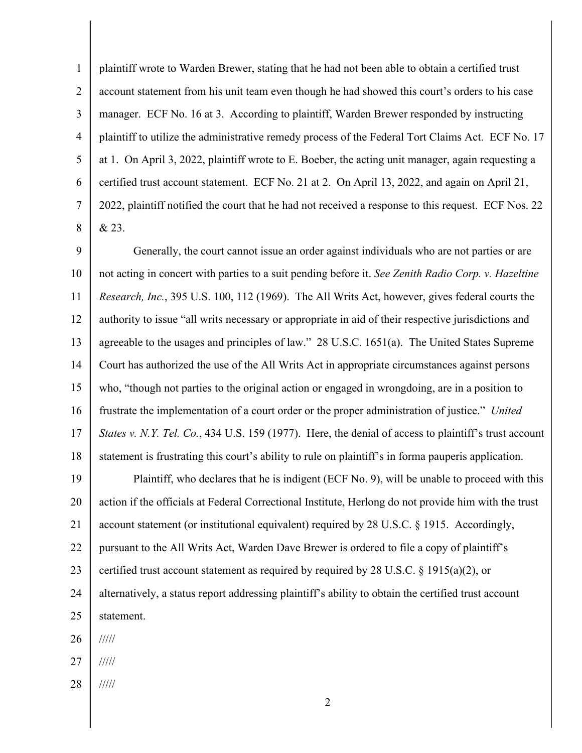plaintiff wrote to Warden Brewer, stating that he had not been able to obtain a certified trust account statement from his unit team even though he had showed this court's orders to his case manager. ECF No. 16 at 3. According to plaintiff, Warden Brewer responded by instructing plaintiff to utilize the administrative remedy process of the Federal Tort Claims Act. ECF No. 17 at 1. On April 3, 2022, plaintiff wrote to E. Boeber, the acting unit manager, again requesting a certified trust account statement. ECF No. 21 at 2. On April 13, 2022, and again on April 21, 2022, plaintiff notified the court that he had not received a response to this request. ECF Nos. 22 & 23.

Generally, the court cannot issue an order against individuals who are not parties or are not acting in concert with parties to a suit pending before it. *See Zenith Radio Corp. v. Hazeltine Research, Inc.*, 395 U.S. 100, 112 (1969). The All Writs Act, however, gives federal courts the authority to issue "all writs necessary or appropriate in aid of their respective jurisdictions and agreeable to the usages and principles of law." 28 U.S.C. 1651(a). The United States Supreme Court has authorized the use of the All Writs Act in appropriate circumstances against persons who, "though not parties to the original action or engaged in wrongdoing, are in a position to frustrate the implementation of a court order or the proper administration of justice." *United States v. N.Y. Tel. Co.*, 434 U.S. 159 (1977). Here, the denial of access to plaintiff's trust account statement is frustrating this court's ability to rule on plaintiff's in forma pauperis application.

Plaintiff, who declares that he is indigent (ECF No. 9), will be unable to proceed with this action if the officials at Federal Correctional Institute, Herlong do not provide him with the trust account statement (or institutional equivalent) required by 28 U.S.C. § 1915. Accordingly, pursuant to the All Writs Act, Warden Dave Brewer is ordered to file a copy of plaintiff's certified trust account statement as required by required by 28 U.S.C. § 1915(a)(2), or alternatively, a status report addressing plaintiff's ability to obtain the certified trust account statement.

/////

/////

/////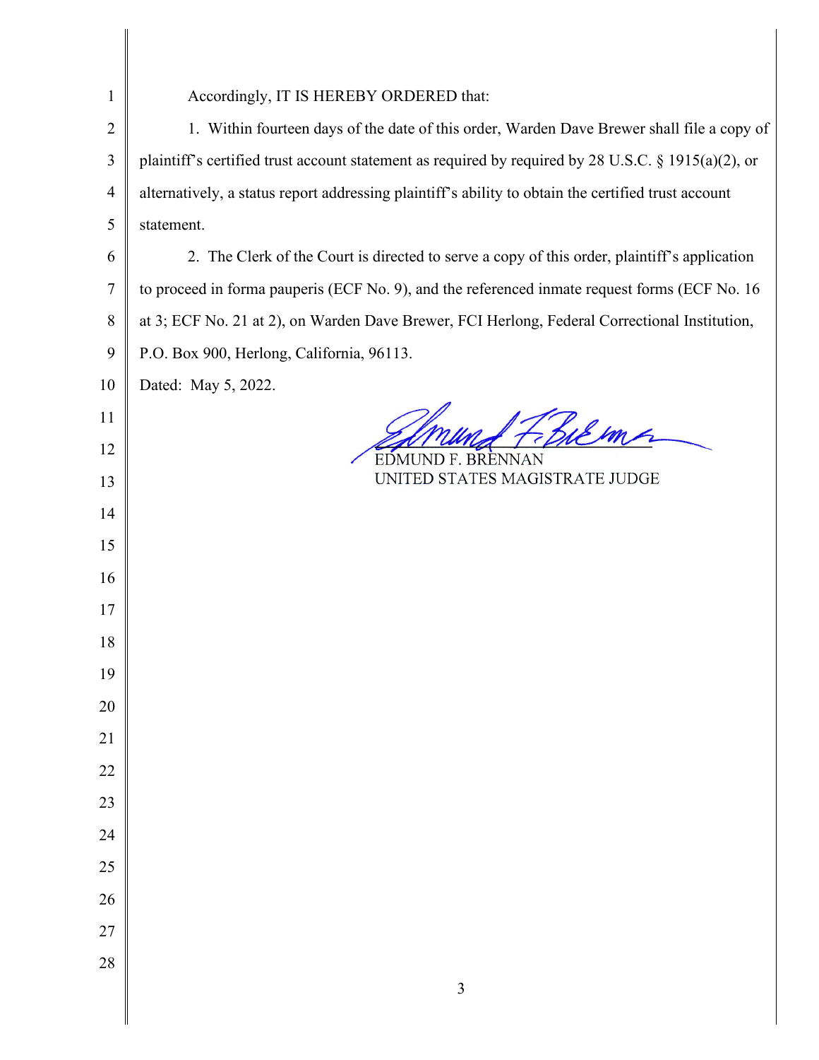Accordingly, IT IS HEREBY ORDERED that:

1. Within fourteen days of the date of this order, Warden Dave Brewer shall file a copy of plaintiff's certified trust account statement as required by required by 28 U.S.C. § 1915(a)(2), or alternatively, a status report addressing plaintiff's ability to obtain the certified trust account statement.

2. The Clerk of the Court is directed to serve a copy of this order, plaintiff's application to proceed in forma pauperis (ECF No. 9), and the referenced inmate request forms (ECF No. 16 at 3; ECF No. 21 at 2), on Warden Dave Brewer, FCI Herlong, Federal Correctional Institution, P.O. Box 900, Herlong, California, 96113.

Dated: May 5, 2022.

EDMUND F. BRENNAN
UNITED STATES MAGISTRATE JUDGE